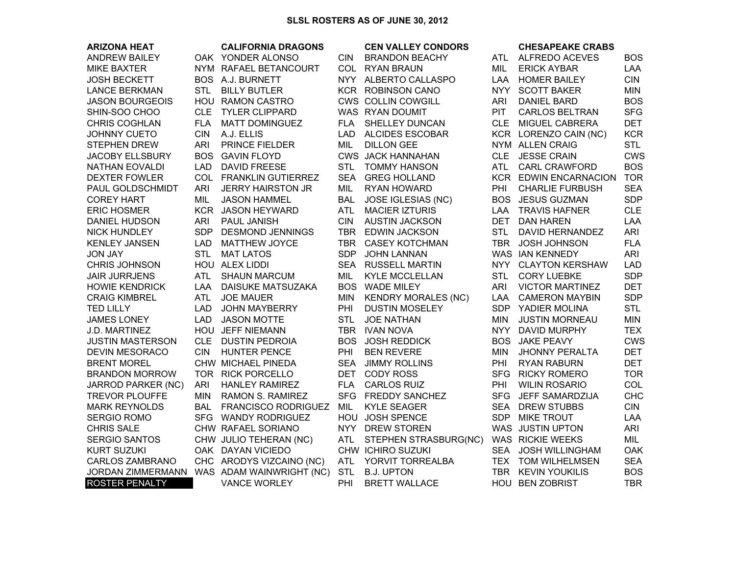# SLSL ROSTERS AS OF JUNE 30, 2012

| ARIZONA HEAT | | CALIFORNIA DRAGONS | | CEN VALLEY CONDORS | | CHESAPEAKE CRABS | |
|---|---|---|---|---|---|---|---|
| ANDREW BAILEY | OAK | YONDER ALONSO | CIN | BRANDON BEACHY | ATL | ALFREDO ACEVES | BOS |
| MIKE BAXTER | NYM | RAFAEL BETANCOURT | COL | RYAN BRAUN | MIL | ERICK AYBAR | LAA |
| JOSH BECKETT | BOS | A.J. BURNETT | NYY | ALBERTO CALLASPO | LAA | HOMER BAILEY | CIN |
| LANCE BERKMAN | STL | BILLY BUTLER | KCR | ROBINSON CANO | NYY | SCOTT BAKER | MIN |
| JASON BOURGEOIS | HOU | RAMON CASTRO | CWS | COLLIN COWGILL | ARI | DANIEL BARD | BOS |
| SHIN-SOO CHOO | CLE | TYLER CLIPPARD | WAS | RYAN DOUMIT | PIT | CARLOS BELTRAN | SFG |
| CHRIS COGHLAN | FLA | MATT DOMINGUEZ | FLA | SHELLEY DUNCAN | CLE | MIGUEL CABRERA | DET |
| JOHNNY CUETO | CIN | A.J. ELLIS | LAD | ALCIDES ESCOBAR | KCR | LORENZO CAIN (NC) | KCR |
| STEPHEN DREW | ARI | PRINCE FIELDER | MIL | DILLON GEE | NYM | ALLEN CRAIG | STL |
| JACOBY ELLSBURY | BOS | GAVIN FLOYD | CWS | JACK HANNAHAN | CLE | JESSE CRAIN | CWS |
| NATHAN EOVALDI | LAD | DAVID FREESE | STL | TOMMY HANSON | ATL | CARL CRAWFORD | BOS |
| DEXTER FOWLER | COL | FRANKLIN GUTIERREZ | SEA | GREG HOLLAND | KCR | EDWIN ENCARNACION | TOR |
| PAUL GOLDSCHMIDT | ARI | JERRY HAIRSTON JR | MIL | RYAN HOWARD | PHI | CHARLIE FURBUSH | SEA |
| COREY HART | MIL | JASON HAMMEL | BAL | JOSE IGLESIAS (NC) | BOS | JESUS GUZMAN | SDP |
| ERIC HOSMER | KCR | JASON HEYWARD | ATL | MACIER IZTURIS | LAA | TRAVIS HAFNER | CLE |
| DANIEL HUDSON | ARI | PAUL JANISH | CIN | AUSTIN JACKSON | DET | DAN HAREN | LAA |
| NICK HUNDLEY | SDP | DESMOND JENNINGS | TBR | EDWIN JACKSON | STL | DAVID HERNANDEZ | ARI |
| KENLEY JANSEN | LAD | MATTHEW JOYCE | TBR | CASEY KOTCHMAN | TBR | JOSH JOHNSON | FLA |
| JON JAY | STL | MAT LATOS | SDP | JOHN LANNAN | WAS | IAN KENNEDY | ARI |
| CHRIS JOHNSON | HOU | ALEX LIDDI | SEA | RUSSELL MARTIN | NYY | CLAYTON KERSHAW | LAD |
| JAIR JURRJENS | ATL | SHAUN MARCUM | MIL | KYLE MCCLELLAN | STL | CORY LUEBKE | SDP |
| HOWIE KENDRICK | LAA | DAISUKE MATSUZAKA | BOS | WADE MILEY | ARI | VICTOR MARTINEZ | DET |
| CRAIG KIMBREL | ATL | JOE MAUER | MIN | KENDRY MORALES (NC) | LAA | CAMERON MAYBIN | SDP |
| TED LILLY | LAD | JOHN MAYBERRY | PHI | DUSTIN MOSELEY | SDP | YADIER MOLINA | STL |
| JAMES LONEY | LAD | JASON MOTTE | STL | JOE NATHAN | MIN | JUSTIN MORNEAU | MIN |
| J.D. MARTINEZ | HOU | JEFF NIEMANN | TBR | IVAN NOVA | NYY | DAVID MURPHY | TEX |
| JUSTIN MASTERSON | CLE | DUSTIN PEDROIA | BOS | JOSH REDDICK | BOS | JAKE PEAVY | CWS |
| DEVIN MESORACO | CIN | HUNTER PENCE | PHI | BEN REVERE | MIN | JHONNY PERALTA | DET |
| BRENT MOREL | CHW | MICHAEL PINEDA | SEA | JIMMY ROLLINS | PHI | RYAN RABURN | DET |
| BRANDON MORROW | TOR | RICK PORCELLO | DET | CODY ROSS | SFG | RICKY ROMERO | TOR |
| JARROD PARKER (NC) | ARI | HANLEY RAMIREZ | FLA | CARLOS RUIZ | PHI | WILIN ROSARIO | COL |
| TREVOR PLOUFFE | MIN | RAMON S. RAMIREZ | SFG | FREDDY SANCHEZ | SFG | JEFF SAMARDZIJA | CHC |
| MARK REYNOLDS | BAL | FRANCISCO RODRIGUEZ | MIL | KYLE SEAGER | SEA | DREW STUBBS | CIN |
| SERGIO ROMO | SFG | WANDY RODRIGUEZ | HOU | JOSH SPENCE | SDP | MIKE TROUT | LAA |
| CHRIS SALE | CHW | RAFAEL SORIANO | NYY | DREW STOREN | WAS | JUSTIN UPTON | ARI |
| SERGIO SANTOS | CHW | JULIO TEHERAN (NC) | ATL | STEPHEN STRASBURG(NC) | WAS | RICKIE WEEKS | MIL |
| KURT SUZUKI | OAK | DAYAN VICIEDO | CHW | ICHIRO SUZUKI | SEA | JOSH WILLINGHAM | OAK |
| CARLOS ZAMBRANO | CHC | ARODYS VIZCAINO (NC) | ATL | YORVIT TORREALBA | TEX | TOM WILHELMSEN | SEA |
| JORDAN ZIMMERMANN | WAS | ADAM WAINWRIGHT (NC) | STL | B.J. UPTON | TBR | KEVIN YOUKILIS | BOS |
| ROSTER PENALTY | | VANCE WORLEY | PHI | BRETT WALLACE | HOU | BEN ZOBRIST | TBR |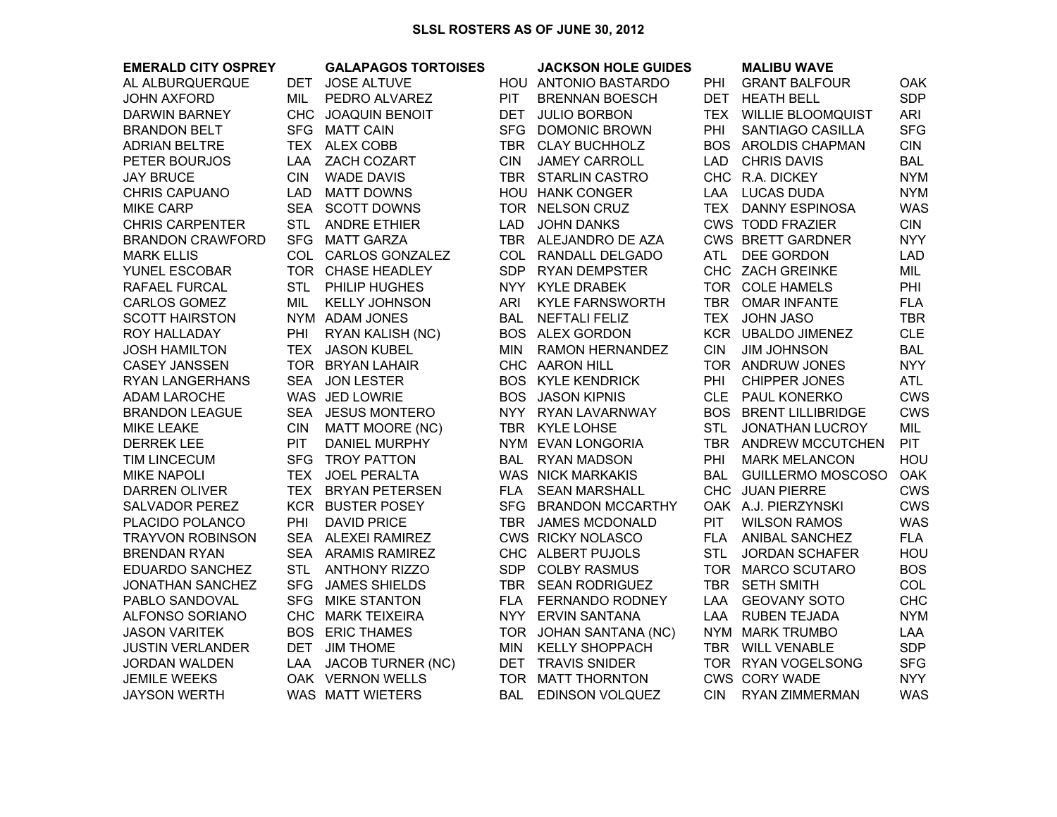# SLSL ROSTERS AS OF JUNE 30, 2012

| EMERALD CITY OSPREY | | GALAPAGOS TORTOISES | | JACKSON HOLE GUIDES | | MALIBU WAVE | |
|---|---|---|---|---|---|---|---|
| AL ALBURQUERQUE | DET | JOSE ALTUVE | HOU | ANTONIO BASTARDO | PHI | GRANT BALFOUR | OAK |
| JOHN AXFORD | MIL | PEDRO ALVAREZ | PIT | BRENNAN BOESCH | DET | HEATH BELL | SDP |
| DARWIN BARNEY | CHC | JOAQUIN BENOIT | DET | JULIO BORBON | TEX | WILLIE BLOOMQUIST | ARI |
| BRANDON BELT | SFG | MATT CAIN | SFG | DOMONIC BROWN | PHI | SANTIAGO CASILLA | SFG |
| ADRIAN BELTRE | TEX | ALEX COBB | TBR | CLAY BUCHHOLZ | BOS | AROLDIS CHAPMAN | CIN |
| PETER BOURJOS | LAA | ZACH COZART | CIN | JAMEY CARROLL | LAD | CHRIS DAVIS | BAL |
| JAY BRUCE | CIN | WADE DAVIS | TBR | STARLIN CASTRO | CHC | R.A. DICKEY | NYM |
| CHRIS CAPUANO | LAD | MATT DOWNS | HOU | HANK CONGER | LAA | LUCAS DUDA | NYM |
| MIKE CARP | SEA | SCOTT DOWNS | TOR | NELSON CRUZ | TEX | DANNY ESPINOSA | WAS |
| CHRIS CARPENTER | STL | ANDRE ETHIER | LAD | JOHN DANKS | CWS | TODD FRAZIER | CIN |
| BRANDON CRAWFORD | SFG | MATT GARZA | TBR | ALEJANDRO DE AZA | CWS | BRETT GARDNER | NYY |
| MARK ELLIS | COL | CARLOS GONZALEZ | COL | RANDALL DELGADO | ATL | DEE GORDON | LAD |
| YUNEL ESCOBAR | TOR | CHASE HEADLEY | SDP | RYAN DEMPSTER | CHC | ZACH GREINKE | MIL |
| RAFAEL FURCAL | STL | PHILIP HUGHES | NYY | KYLE DRABEK | TOR | COLE HAMELS | PHI |
| CARLOS GOMEZ | MIL | KELLY JOHNSON | ARI | KYLE FARNSWORTH | TBR | OMAR INFANTE | FLA |
| SCOTT HAIRSTON | NYM | ADAM JONES | BAL | NEFTALI FELIZ | TEX | JOHN JASO | TBR |
| ROY HALLADAY | PHI | RYAN KALISH (NC) | BOS | ALEX GORDON | KCR | UBALDO JIMENEZ | CLE |
| JOSH HAMILTON | TEX | JASON KUBEL | MIN | RAMON HERNANDEZ | CIN | JIM JOHNSON | BAL |
| CASEY JANSSEN | TOR | BRYAN LAHAIR | CHC | AARON HILL | TOR | ANDRUW JONES | NYY |
| RYAN LANGERHANS | SEA | JON LESTER | BOS | KYLE KENDRICK | PHI | CHIPPER JONES | ATL |
| ADAM LAROCHE | WAS | JED LOWRIE | BOS | JASON KIPNIS | CLE | PAUL KONERKO | CWS |
| BRANDON LEAGUE | SEA | JESUS MONTERO | NYY | RYAN LAVARNWAY | BOS | BRENT LILLIBRIDGE | CWS |
| MIKE LEAKE | CIN | MATT MOORE (NC) | TBR | KYLE LOHSE | STL | JONATHAN LUCROY | MIL |
| DERREK LEE | PIT | DANIEL MURPHY | NYM | EVAN LONGORIA | TBR | ANDREW MCCUTCHEN | PIT |
| TIM LINCECUM | SFG | TROY PATTON | BAL | RYAN MADSON | PHI | MARK MELANCON | HOU |
| MIKE NAPOLI | TEX | JOEL PERALTA | WAS | NICK MARKAKIS | BAL | GUILLERMO MOSCOSO | OAK |
| DARREN OLIVER | TEX | BRYAN PETERSEN | FLA | SEAN MARSHALL | CHC | JUAN PIERRE | CWS |
| SALVADOR PEREZ | KCR | BUSTER POSEY | SFG | BRANDON MCCARTHY | OAK | A.J. PIERZYNSKI | CWS |
| PLACIDO POLANCO | PHI | DAVID PRICE | TBR | JAMES MCDONALD | PIT | WILSON RAMOS | WAS |
| TRAYVON ROBINSON | SEA | ALEXEI RAMIREZ | CWS | RICKY NOLASCO | FLA | ANIBAL SANCHEZ | FLA |
| BRENDAN RYAN | SEA | ARAMIS RAMIREZ | CHC | ALBERT PUJOLS | STL | JORDAN SCHAFER | HOU |
| EDUARDO SANCHEZ | STL | ANTHONY RIZZO | SDP | COLBY RASMUS | TOR | MARCO SCUTARO | BOS |
| JONATHAN SANCHEZ | SFG | JAMES SHIELDS | TBR | SEAN RODRIGUEZ | TBR | SETH SMITH | COL |
| PABLO SANDOVAL | SFG | MIKE STANTON | FLA | FERNANDO RODNEY | LAA | GEOVANY SOTO | CHC |
| ALFONSO SORIANO | CHC | MARK TEIXEIRA | NYY | ERVIN SANTANA | LAA | RUBEN TEJADA | NYM |
| JASON VARITEK | BOS | ERIC THAMES | TOR | JOHAN SANTANA (NC) | NYM | MARK TRUMBO | LAA |
| JUSTIN VERLANDER | DET | JIM THOME | MIN | KELLY SHOPPACH | TBR | WILL VENABLE | SDP |
| JORDAN WALDEN | LAA | JACOB TURNER (NC) | DET | TRAVIS SNIDER | TOR | RYAN VOGELSONG | SFG |
| JEMILE WEEKS | OAK | VERNON WELLS | TOR | MATT THORNTON | CWS | CORY WADE | NYY |
| JAYSON WERTH | WAS | MATT WIETERS | BAL | EDINSON VOLQUEZ | CIN | RYAN ZIMMERMAN | WAS |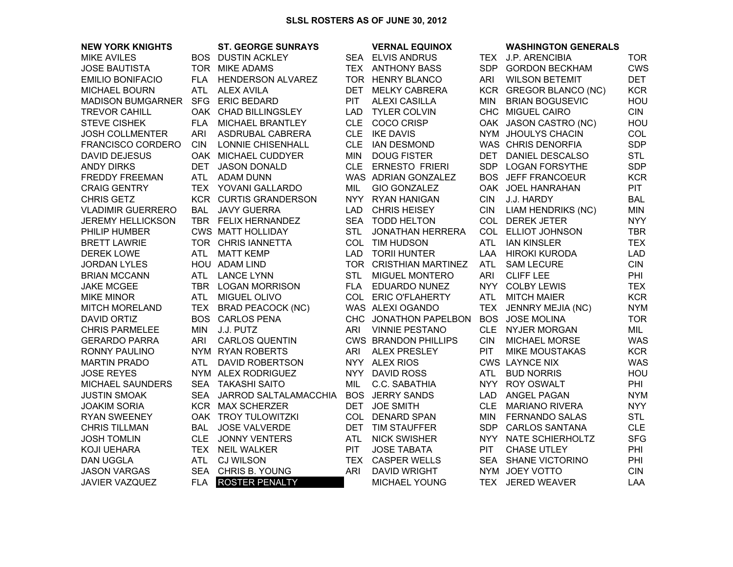# SLSL ROSTERS AS OF JUNE 30, 2012

| NEW YORK KNIGHTS | | ST. GEORGE SUNRAYS | | VERNAL EQUINOX | | WASHINGTON GENERALS | |
|---|---|---|---|---|---|---|---|
| MIKE AVILES | BOS | DUSTIN ACKLEY | SEA | ELVIS ANDRUS | TEX | J.P. ARENCIBIA | TOR |
| JOSE BAUTISTA | TOR | MIKE ADAMS | TEX | ANTHONY BASS | SDP | GORDON BECKHAM | CWS |
| EMILIO BONIFACIO | FLA | HENDERSON ALVAREZ | TOR | HENRY BLANCO | ARI | WILSON BETEMIT | DET |
| MICHAEL BOURN | ATL | ALEX AVILA | DET | MELKY CABRERA | KCR | GREGOR BLANCO (NC) | KCR |
| MADISON BUMGARNER | SFG | ERIC BEDARD | PIT | ALEXI CASILLA | MIN | BRIAN BOGUSEVIC | HOU |
| TREVOR CAHILL | OAK | CHAD BILLINGSLEY | LAD | TYLER COLVIN | CHC | MIGUEL CAIRO | CIN |
| STEVE CISHEK | FLA | MICHAEL BRANTLEY | CLE | COCO CRISP | OAK | JASON CASTRO (NC) | HOU |
| JOSH COLLMENTER | ARI | ASDRUBAL CABRERA | CLE | IKE DAVIS | NYM | JHOULYS CHACIN | COL |
| FRANCISCO CORDERO | CIN | LONNIE CHISENHALL | CLE | IAN DESMOND | WAS | CHRIS DENORFIA | SDP |
| DAVID DEJESUS | OAK | MICHAEL CUDDYER | MIN | DOUG FISTER | DET | DANIEL DESCALSO | STL |
| ANDY DIRKS | DET | JASON DONALD | CLE | ERNESTO FRIERI | SDP | LOGAN FORSYTHE | SDP |
| FREDDY FREEMAN | ATL | ADAM DUNN | WAS | ADRIAN GONZALEZ | BOS | JEFF FRANCOEUR | KCR |
| CRAIG GENTRY | TEX | YOVANI GALLARDO | MIL | GIO GONZALEZ | OAK | JOEL HANRAHAN | PIT |
| CHRIS GETZ | KCR | CURTIS GRANDERSON | NYY | RYAN HANIGAN | CIN | J.J. HARDY | BAL |
| VLADIMIR GUERRERO | BAL | JAVY GUERRA | LAD | CHRIS HEISEY | CIN | LIAM HENDRIKS (NC) | MIN |
| JEREMY HELLICKSON | TBR | FELIX HERNANDEZ | SEA | TODD HELTON | COL | DEREK JETER | NYY |
| PHILIP HUMBER | CWS | MATT HOLLIDAY | STL | JONATHAN HERRERA | COL | ELLIOT JOHNSON | TBR |
| BRETT LAWRIE | TOR | CHRIS IANNETTA | COL | TIM HUDSON | ATL | IAN KINSLER | TEX |
| DEREK LOWE | ATL | MATT KEMP | LAD | TORII HUNTER | LAA | HIROKI KURODA | LAD |
| JORDAN LYLES | HOU | ADAM LIND | TOR | CRISTHIAN MARTINEZ | ATL | SAM LECURE | CIN |
| BRIAN MCCANN | ATL | LANCE LYNN | STL | MIGUEL MONTERO | ARI | CLIFF LEE | PHI |
| JAKE MCGEE | TBR | LOGAN MORRISON | FLA | EDUARDO NUNEZ | NYY | COLBY LEWIS | TEX |
| MIKE MINOR | ATL | MIGUEL OLIVO | COL | ERIC O'FLAHERTY | ATL | MITCH MAIER | KCR |
| MITCH MORELAND | TEX | BRAD PEACOCK (NC) | WAS | ALEXI OGANDO | TEX | JENNRY MEJIA (NC) | NYM |
| DAVID ORTIZ | BOS | CARLOS PENA | CHC | JONATHON PAPELBON | BOS | JOSE MOLINA | TOR |
| CHRIS PARMELEE | MIN | J.J. PUTZ | ARI | VINNIE PESTANO | CLE | NYJER MORGAN | MIL |
| GERARDO PARRA | ARI | CARLOS QUENTIN | CWS | BRANDON PHILLIPS | CIN | MICHAEL MORSE | WAS |
| RONNY PAULINO | NYM | RYAN ROBERTS | ARI | ALEX PRESLEY | PIT | MIKE MOUSTAKAS | KCR |
| MARTIN PRADO | ATL | DAVID ROBERTSON | NYY | ALEX RIOS | CWS | LAYNCE NIX | WAS |
| JOSE REYES | NYM | ALEX RODRIGUEZ | NYY | DAVID ROSS | ATL | BUD NORRIS | HOU |
| MICHAEL SAUNDERS | SEA | TAKASHI SAITO | MIL | C.C. SABATHIA | NYY | ROY OSWALT | PHI |
| JUSTIN SMOAK | SEA | JARROD SALTALAMACCHIA | BOS | JERRY SANDS | LAD | ANGEL PAGAN | NYM |
| JOAKIM SORIA | KCR | MAX SCHERZER | DET | JOE SMITH | CLE | MARIANO RIVERA | NYY |
| RYAN SWEENEY | OAK | TROY TULOWITZKI | COL | DENARD SPAN | MIN | FERNANDO SALAS | STL |
| CHRIS TILLMAN | BAL | JOSE VALVERDE | DET | TIM STAUFFER | SDP | CARLOS SANTANA | CLE |
| JOSH TOMLIN | CLE | JONNY VENTERS | ATL | NICK SWISHER | NYY | NATE SCHIERHOLTZ | SFG |
| KOJI UEHARA | TEX | NEIL WALKER | PIT | JOSE TABATA | PIT | CHASE UTLEY | PHI |
| DAN UGGLA | ATL | CJ WILSON | TEX | CASPER WELLS | SEA | SHANE VICTORINO | PHI |
| JASON VARGAS | SEA | CHRIS B. YOUNG | ARI | DAVID WRIGHT | NYM | JOEY VOTTO | CIN |
| JAVIER VAZQUEZ | FLA | ROSTER PENALTY | | MICHAEL YOUNG | TEX | JERED WEAVER | LAA |